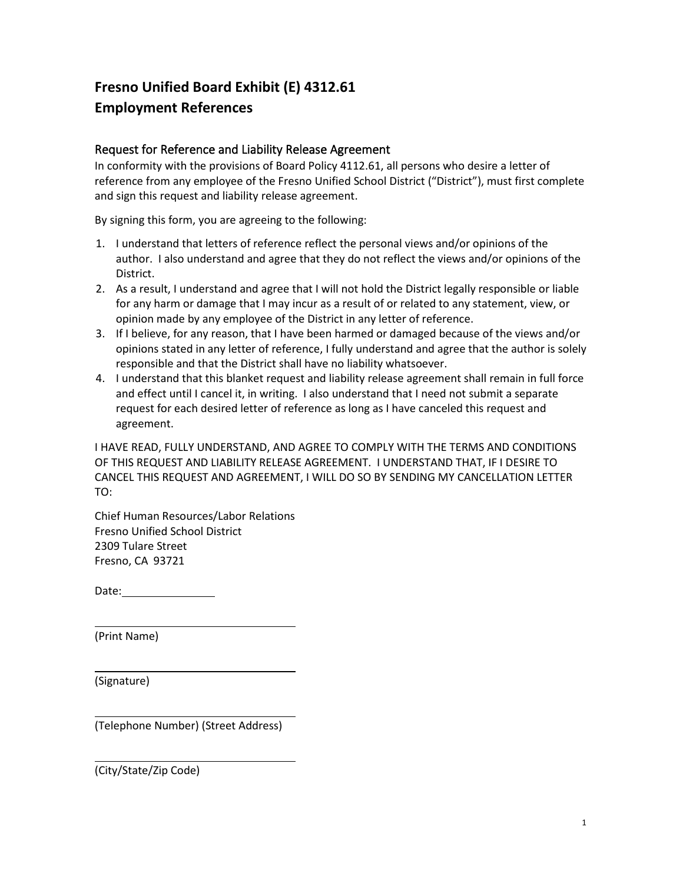# Fresno Unified Board Exhibit (E) 4312.61
# Employment References

## Request for Reference and Liability Release Agreement

In conformity with the provisions of Board Policy 4112.61, all persons who desire a letter of reference from any employee of the Fresno Unified School District ("District"), must first complete and sign this request and liability release agreement.

By signing this form, you are agreeing to the following:

1. I understand that letters of reference reflect the personal views and/or opinions of the author. I also understand and agree that they do not reflect the views and/or opinions of the District.
2. As a result, I understand and agree that I will not hold the District legally responsible or liable for any harm or damage that I may incur as a result of or related to any statement, view, or opinion made by any employee of the District in any letter of reference.
3. If I believe, for any reason, that I have been harmed or damaged because of the views and/or opinions stated in any letter of reference, I fully understand and agree that the author is solely responsible and that the District shall have no liability whatsoever.
4. I understand that this blanket request and liability release agreement shall remain in full force and effect until I cancel it, in writing. I also understand that I need not submit a separate request for each desired letter of reference as long as I have canceled this request and agreement.

I HAVE READ, FULLY UNDERSTAND, AND AGREE TO COMPLY WITH THE TERMS AND CONDITIONS OF THIS REQUEST AND LIABILITY RELEASE AGREEMENT. I UNDERSTAND THAT, IF I DESIRE TO CANCEL THIS REQUEST AND AGREEMENT, I WILL DO SO BY SENDING MY CANCELLATION LETTER TO:

Chief Human Resources/Labor Relations
Fresno Unified School District
2309 Tulare Street
Fresno, CA 93721

Date: ______________

______________________________
(Print Name)

______________________________
(Signature)

______________________________
(Telephone Number) (Street Address)

______________________________
(City/State/Zip Code)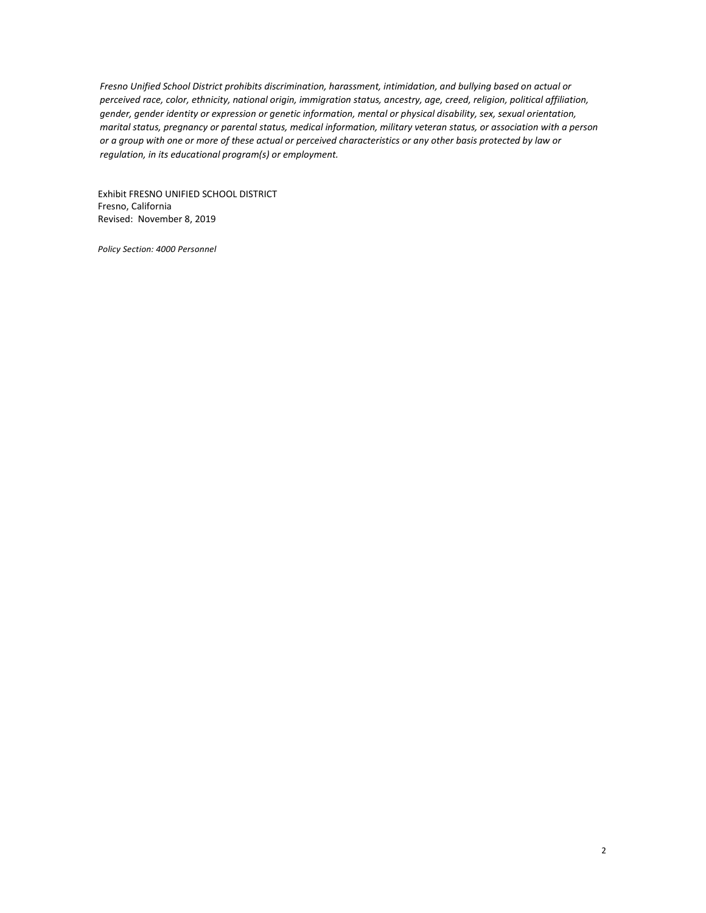*Fresno Unified School District prohibits discrimination, harassment, intimidation, and bullying based on actual or perceived race, color, ethnicity, national origin, immigration status, ancestry, age, creed, religion, political affiliation, gender, gender identity or expression or genetic information, mental or physical disability, sex, sexual orientation, marital status, pregnancy or parental status, medical information, military veteran status, or association with a person or a group with one or more of these actual or perceived characteristics or any other basis protected by law or regulation, in its educational program(s) or employment.*

Exhibit FRESNO UNIFIED SCHOOL DISTRICT
Fresno, California
Revised: November 8, 2019

*Policy Section: 4000 Personnel*